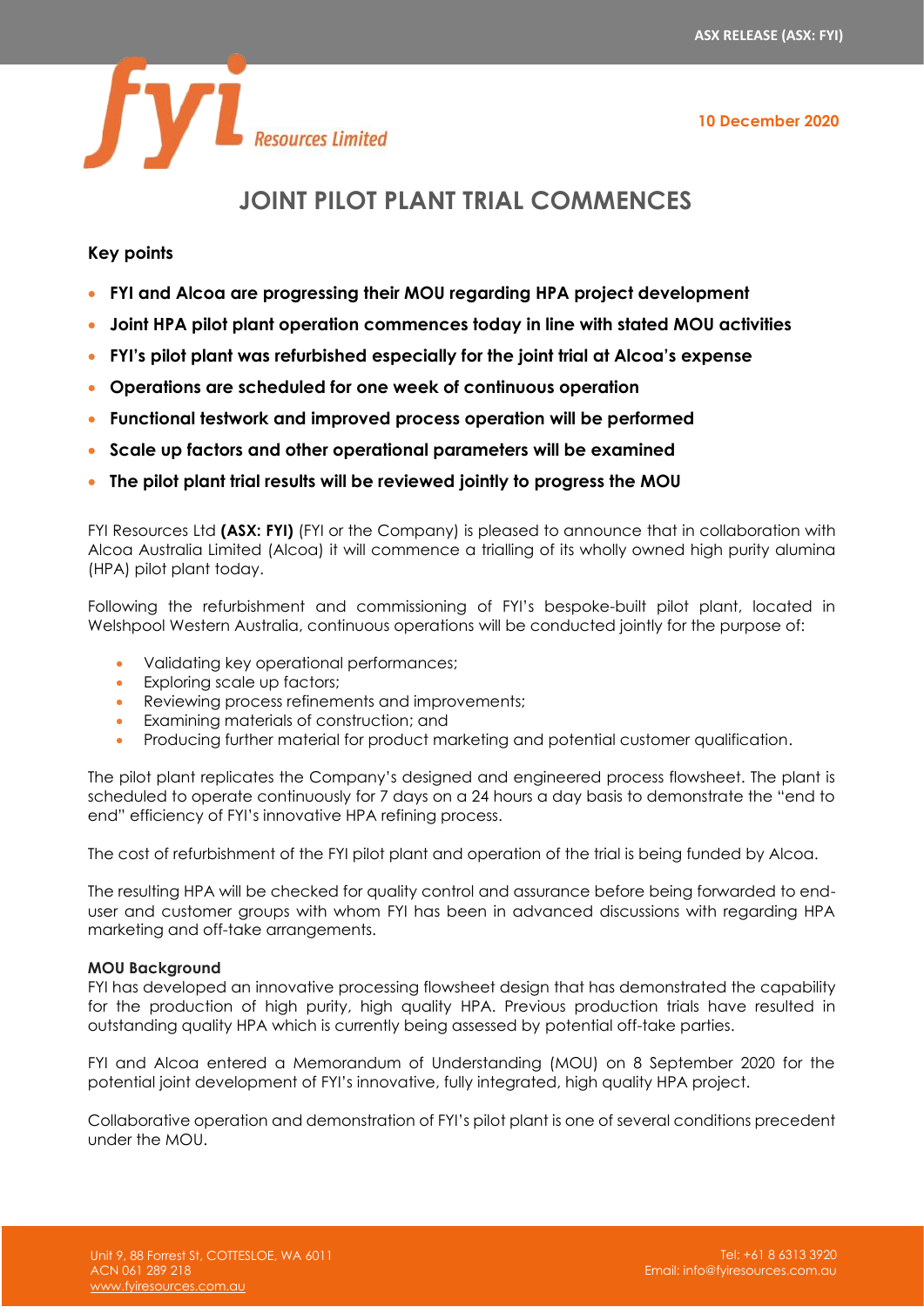10 December 2020

# JOINT PILOT PLANT TRIAL COMMENCES

### Key points

- **FYI and Alcoa are progressing their MOU regarding HPA project development**
- **Joint HPA pilot plant operation commences today in line with stated MOU activities**
- **FYI's pilot plant was refurbished especially for the joint trial at Alcoa's expense**
- **Operations are scheduled for one week of continuous operation**
- **Functional testwork and improved process operation will be performed**
- **Scale up factors and other operational parameters will be examined**
- **The pilot plant trial results will be reviewed jointly to progress the MOU**

FYI Resources Ltd **(ASX: FYI)** (FYI or the Company) is pleased to announce that in collaboration with Alcoa Australia Limited (Alcoa) it will commence a trialling of its wholly owned high purity alumina (HPA) pilot plant today.

Following the refurbishment and commissioning of FYI's bespoke-built pilot plant, located in Welshpool Western Australia, continuous operations will be conducted jointly for the purpose of:

- Validating key operational performances;
- Exploring scale up factors;
- Reviewing process refinements and improvements;
- Examining materials of construction; and
- Producing further material for product marketing and potential customer qualification.

The pilot plant replicates the Company's designed and engineered process flowsheet. The plant is scheduled to operate continuously for 7 days on a 24 hours a day basis to demonstrate the "end to end" efficiency of FYI's innovative HPA refining process.

The cost of refurbishment of the FYI pilot plant and operation of the trial is being funded by Alcoa.

The resulting HPA will be checked for quality control and assurance before being forwarded to end-user and customer groups with whom FYI has been in advanced discussions with regarding HPA marketing and off-take arrangements.

**MOU Background**

FYI has developed an innovative processing flowsheet design that has demonstrated the capability for the production of high purity, high quality HPA. Previous production trials have resulted in outstanding quality HPA which is currently being assessed by potential off-take parties.

FYI and Alcoa entered a Memorandum of Understanding (MOU) on 8 September 2020 for the potential joint development of FYI's innovative, fully integrated, high quality HPA project.

Collaborative operation and demonstration of FYI's pilot plant is one of several conditions precedent under the MOU.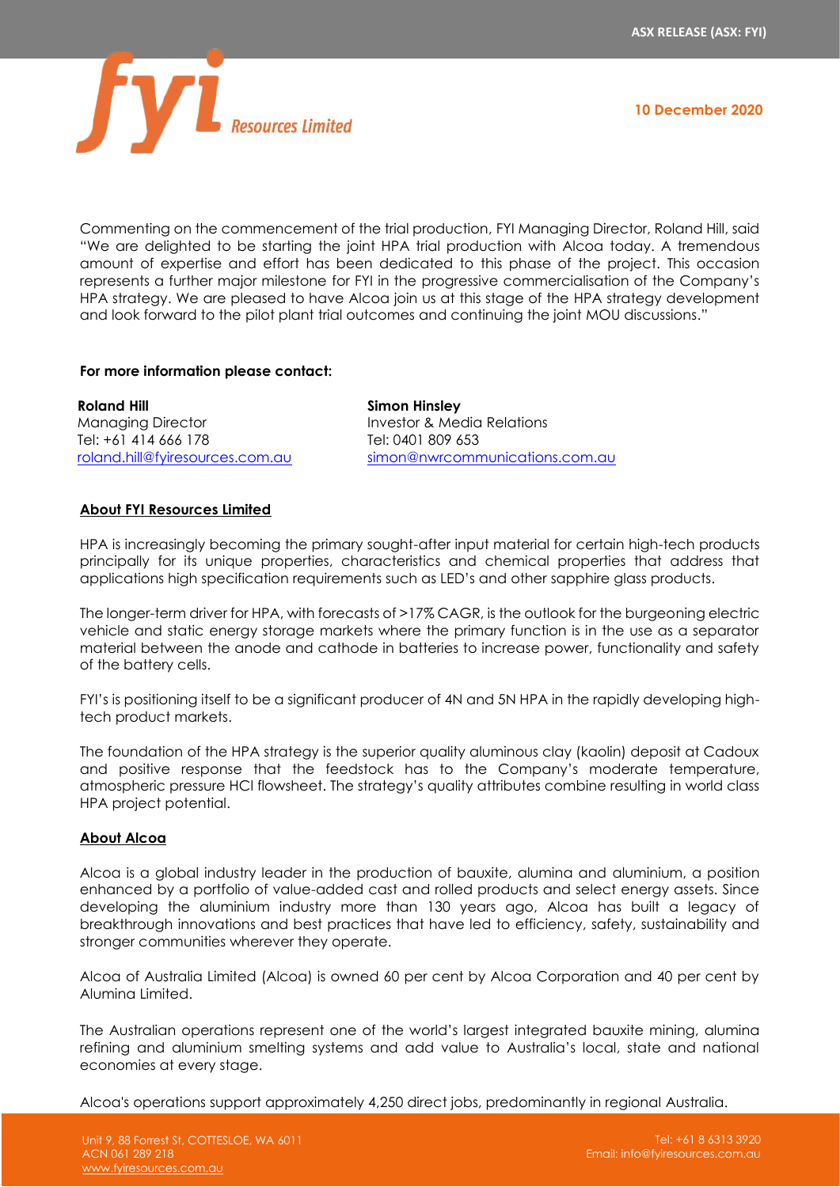Commenting on the commencement of the trial production, FYI Managing Director, Roland Hill, said "We are delighted to be starting the joint HPA trial production with Alcoa today. A tremendous amount of expertise and effort has been dedicated to this phase of the project. This occasion represents a further major milestone for FYI in the progressive commercialisation of the Company's HPA strategy. We are pleased to have Alcoa join us at this stage of the HPA strategy development and look forward to the pilot plant trial outcomes and continuing the joint MOU discussions."

**For more information please contact:**

**Roland Hill**
Managing Director
Tel: +61 414 666 178
roland.hill@fyiresources.com.au

**Simon Hinsley**
Investor & Media Relations
Tel: 0401 809 653
simon@nwrcommunications.com.au

## About FYI Resources Limited

HPA is increasingly becoming the primary sought-after input material for certain high-tech products principally for its unique properties, characteristics and chemical properties that address that applications high specification requirements such as LED's and other sapphire glass products.

The longer-term driver for HPA, with forecasts of >17% CAGR, is the outlook for the burgeoning electric vehicle and static energy storage markets where the primary function is in the use as a separator material between the anode and cathode in batteries to increase power, functionality and safety of the battery cells.

FYI's is positioning itself to be a significant producer of 4N and 5N HPA in the rapidly developing high-tech product markets.

The foundation of the HPA strategy is the superior quality aluminous clay (kaolin) deposit at Cadoux and positive response that the feedstock has to the Company's moderate temperature, atmospheric pressure HCl flowsheet. The strategy's quality attributes combine resulting in world class HPA project potential.

## About Alcoa

Alcoa is a global industry leader in the production of bauxite, alumina and aluminium, a position enhanced by a portfolio of value-added cast and rolled products and select energy assets. Since developing the aluminium industry more than 130 years ago, Alcoa has built a legacy of breakthrough innovations and best practices that have led to efficiency, safety, sustainability and stronger communities wherever they operate.

Alcoa of Australia Limited (Alcoa) is owned 60 per cent by Alcoa Corporation and 40 per cent by Alumina Limited.

The Australian operations represent one of the world's largest integrated bauxite mining, alumina refining and aluminium smelting systems and add value to Australia's local, state and national economies at every stage.

Alcoa's operations support approximately 4,250 direct jobs, predominantly in regional Australia.